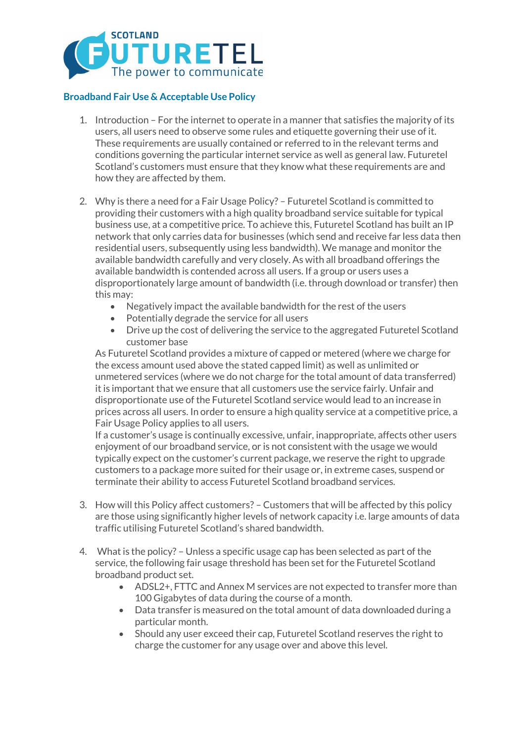SCOTLAND FUTURETEL
The power to communicate

## Broadband Fair Use & Acceptable Use Policy

1. Introduction – For the internet to operate in a manner that satisfies the majority of its users, all users need to observe some rules and etiquette governing their use of it. These requirements are usually contained or referred to in the relevant terms and conditions governing the particular internet service as well as general law. Futuretel Scotland's customers must ensure that they know what these requirements are and how they are affected by them.

2. Why is there a need for a Fair Usage Policy? – Futuretel Scotland is committed to providing their customers with a high quality broadband service suitable for typical business use, at a competitive price. To achieve this, Futuretel Scotland has built an IP network that only carries data for businesses (which send and receive far less data then residential users, subsequently using less bandwidth). We manage and monitor the available bandwidth carefully and very closely. As with all broadband offerings the available bandwidth is contended across all users. If a group or users uses a disproportionately large amount of bandwidth (i.e. through download or transfer) then this may:
   - Negatively impact the available bandwidth for the rest of the users
   - Potentially degrade the service for all users
   - Drive up the cost of delivering the service to the aggregated Futuretel Scotland customer base

   As Futuretel Scotland provides a mixture of capped or metered (where we charge for the excess amount used above the stated capped limit) as well as unlimited or unmetered services (where we do not charge for the total amount of data transferred) it is important that we ensure that all customers use the service fairly. Unfair and disproportionate use of the Futuretel Scotland service would lead to an increase in prices across all users. In order to ensure a high quality service at a competitive price, a Fair Usage Policy applies to all users.
   If a customer's usage is continually excessive, unfair, inappropriate, affects other users enjoyment of our broadband service, or is not consistent with the usage we would typically expect on the customer's current package, we reserve the right to upgrade customers to a package more suited for their usage or, in extreme cases, suspend or terminate their ability to access Futuretel Scotland broadband services.

3. How will this Policy affect customers? – Customers that will be affected by this policy are those using significantly higher levels of network capacity i.e. large amounts of data traffic utilising Futuretel Scotland's shared bandwidth.

4. What is the policy? – Unless a specific usage cap has been selected as part of the service, the following fair usage threshold has been set for the Futuretel Scotland broadband product set.
   - ADSL2+, FTTC and Annex M services are not expected to transfer more than 100 Gigabytes of data during the course of a month.
   - Data transfer is measured on the total amount of data downloaded during a particular month.
   - Should any user exceed their cap, Futuretel Scotland reserves the right to charge the customer for any usage over and above this level.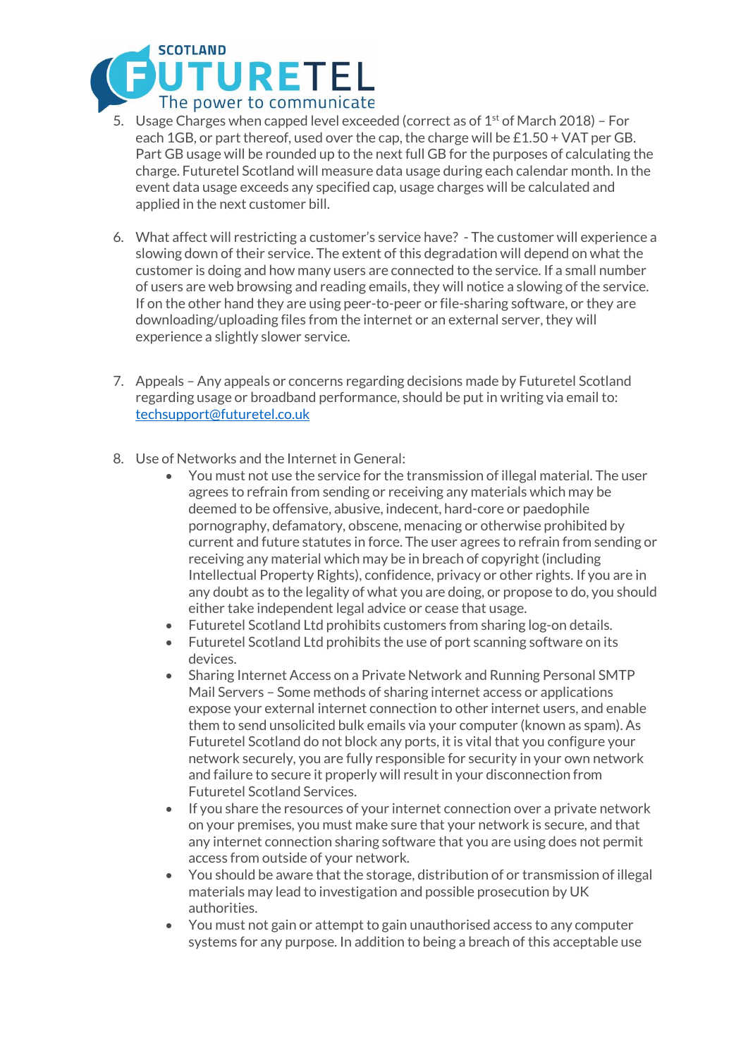5. Usage Charges when capped level exceeded (correct as of 1st of March 2018) – For each 1GB, or part thereof, used over the cap, the charge will be £1.50 + VAT per GB. Part GB usage will be rounded up to the next full GB for the purposes of calculating the charge. Futuretel Scotland will measure data usage during each calendar month. In the event data usage exceeds any specified cap, usage charges will be calculated and applied in the next customer bill.

6. What affect will restricting a customer's service have? - The customer will experience a slowing down of their service. The extent of this degradation will depend on what the customer is doing and how many users are connected to the service. If a small number of users are web browsing and reading emails, they will notice a slowing of the service. If on the other hand they are using peer-to-peer or file-sharing software, or they are downloading/uploading files from the internet or an external server, they will experience a slightly slower service.

7. Appeals – Any appeals or concerns regarding decisions made by Futuretel Scotland regarding usage or broadband performance, should be put in writing via email to: techsupport@futuretel.co.uk

8. Use of Networks and the Internet in General:
   - You must not use the service for the transmission of illegal material. The user agrees to refrain from sending or receiving any materials which may be deemed to be offensive, abusive, indecent, hard-core or paedophile pornography, defamatory, obscene, menacing or otherwise prohibited by current and future statutes in force. The user agrees to refrain from sending or receiving any material which may be in breach of copyright (including Intellectual Property Rights), confidence, privacy or other rights. If you are in any doubt as to the legality of what you are doing, or propose to do, you should either take independent legal advice or cease that usage.
   - Futuretel Scotland Ltd prohibits customers from sharing log-on details.
   - Futuretel Scotland Ltd prohibits the use of port scanning software on its devices.
   - Sharing Internet Access on a Private Network and Running Personal SMTP Mail Servers – Some methods of sharing internet access or applications expose your external internet connection to other internet users, and enable them to send unsolicited bulk emails via your computer (known as spam). As Futuretel Scotland do not block any ports, it is vital that you configure your network securely, you are fully responsible for security in your own network and failure to secure it properly will result in your disconnection from Futuretel Scotland Services.
   - If you share the resources of your internet connection over a private network on your premises, you must make sure that your network is secure, and that any internet connection sharing software that you are using does not permit access from outside of your network.
   - You should be aware that the storage, distribution of or transmission of illegal materials may lead to investigation and possible prosecution by UK authorities.
   - You must not gain or attempt to gain unauthorised access to any computer systems for any purpose. In addition to being a breach of this acceptable use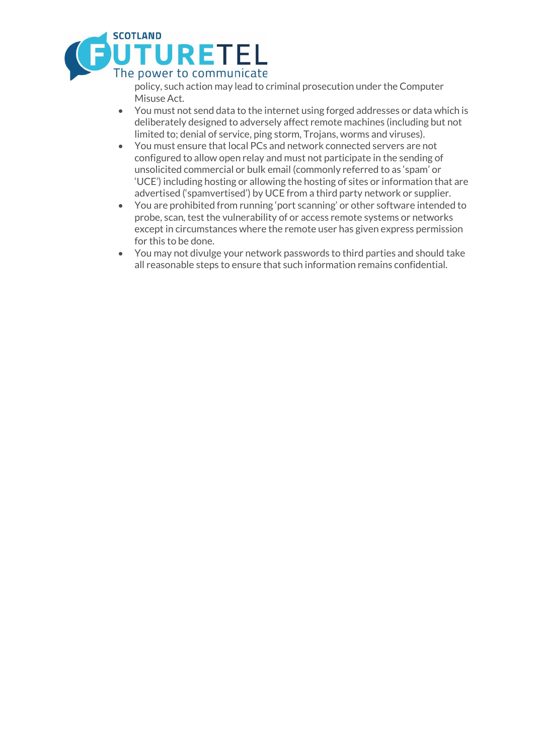policy, such action may lead to criminal prosecution under the Computer Misuse Act.

- You must not send data to the internet using forged addresses or data which is deliberately designed to adversely affect remote machines (including but not limited to; denial of service, ping storm, Trojans, worms and viruses).
- You must ensure that local PCs and network connected servers are not configured to allow open relay and must not participate in the sending of unsolicited commercial or bulk email (commonly referred to as 'spam' or 'UCE') including hosting or allowing the hosting of sites or information that are advertised ('spamvertised') by UCE from a third party network or supplier.
- You are prohibited from running 'port scanning' or other software intended to probe, scan, test the vulnerability of or access remote systems or networks except in circumstances where the remote user has given express permission for this to be done.
- You may not divulge your network passwords to third parties and should take all reasonable steps to ensure that such information remains confidential.